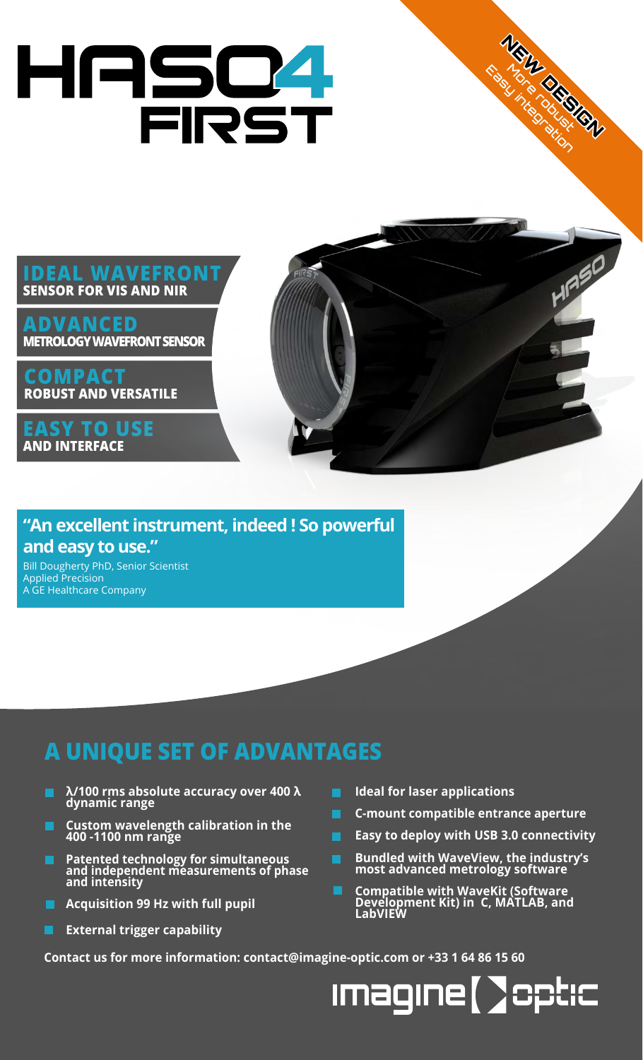# HASO4 FIRST

NEW DESIGN
More robust
Easy integration

**IDEAL WAVEFRONT**
**SENSOR FOR VIS AND NIR**

**ADVANCED**
**METROLOGY WAVEFRONT SENSOR**

**COMPACT**
**ROBUST AND VERSATILE**

**EASY TO USE**
**AND INTERFACE**

**"An excellent instrument, indeed ! So powerful and easy to use."**

Bill Dougherty PhD, Senior Scientist
Applied Precision
A GE Healthcare Company

## A UNIQUE SET OF ADVANTAGES

- **λ/100 rms absolute accuracy over 400 λ dynamic range**
- **Custom wavelength calibration in the 400 -1100 nm range**
- **Patented technology for simultaneous and independent measurements of phase and intensity**
- **Acquisition 99 Hz with full pupil**
- **External trigger capability**
- **Ideal for laser applications**
- **C-mount compatible entrance aperture**
- **Easy to deploy with USB 3.0 connectivity**
- **Bundled with WaveView, the industry's most advanced metrology software**
- **Compatible with WaveKit (Software Development Kit) in C, MATLAB, and LabVIEW**

**Contact us for more information: contact@imagine-optic.com or +33 1 64 86 15 60**

imagine optic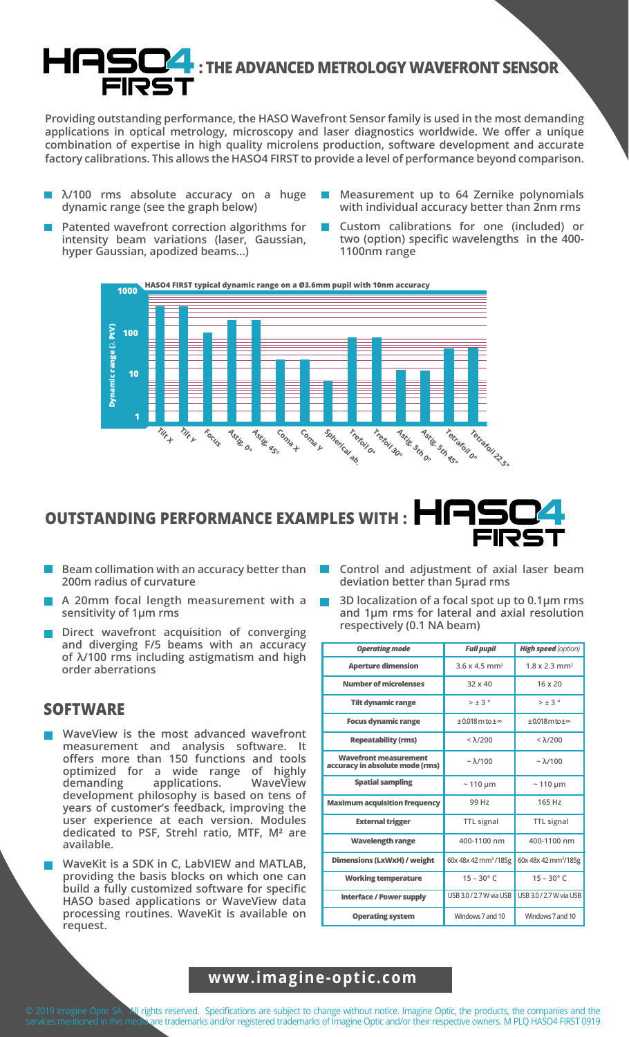# HASO4 FIRST : THE ADVANCED METROLOGY WAVEFRONT SENSOR

**Providing outstanding performance, the HASO Wavefront Sensor family is used in the most demanding applications in optical metrology, microscopy and laser diagnostics worldwide. We offer a unique combination of expertise in high quality microlens production, software development and accurate factory calibrations. This allows the HASO4 FIRST to provide a level of performance beyond comparison.**

- **λ/100 rms absolute accuracy on a huge dynamic range (see the graph below)**
- **Patented wavefront correction algorithms for intensity beam variations (laser, Gaussian, hyper Gaussian, apodized beams...)**
- **Measurement up to 64 Zernike polynomials with individual accuracy better than 2nm rms**
- **Custom calibrations for one (included) or two (option) specific wavelengths in the 400-1100nm range**

HASO4 FIRST typical dynamic range on a Ø3.6mm pupil with 10nm accuracy

Dynamic range (λ PtV)

1000

100

10

1

Tilt X, Tilt Y, Focus, Astig. 0°, Astig. 45°, Coma X, Coma Y, Spherical ab., Trefoil 0°, Trefoil 30°, Astig. 5th 0°, Astig. 5th 45°, Tetrafoil 0°, Tetrafoil 22.5°

## OUTSTANDING PERFORMANCE EXAMPLES WITH : HASO4 FIRST

- **Beam collimation with an accuracy better than 200m radius of curvature**
- **A 20mm focal length measurement with a sensitivity of 1µm rms**
- **Direct wavefront acquisition of converging and diverging F/5 beams with an accuracy of λ/100 rms including astigmatism and high order aberrations**
- **Control and adjustment of axial laser beam deviation better than 5µrad rms**
- **3D localization of a focal spot up to 0.1µm rms and 1µm rms for lateral and axial resolution respectively (0.1 NA beam)**

| Operating mode | Full pupil | High speed (option) |
|---|---|---|
| Aperture dimension | 3.6 x 4.5 mm² | 1.8 x 2.3 mm² |
| Number of microlenses | 32 x 40 | 16 x 20 |
| Tilt dynamic range | > ± 3 ° | > ± 3 ° |
| Focus dynamic range | ±0.018 m to ±∞ | ±0.018 m to ±∞ |
| Repeatability (rms) | < λ/200 | < λ/200 |
| Wavefront measurement accuracy in absolute mode (rms) | ~ λ/100 | ~ λ/100 |
| Spatial sampling | ~ 110 µm | ~ 110 µm |
| Maximum acquisition frequency | 99 Hz | 165 Hz |
| External trigger | TTL signal | TTL signal |
| Wavelength range | 400-1100 nm | 400-1100 nm |
| Dimensions (LxWxH) / weight | 60x 48x 42 mm³ /185g | 60x 48x 42 mm³/185g |
| Working temperature | 15 – 30° C | 15 – 30° C |
| Interface / Power supply | USB 3.0 / 2.7 W via USB | USB 3.0 / 2.7 W via USB |
| Operating system | Windows 7 and 10 | Windows 7 and 10 |

## SOFTWARE

- **WaveView is the most advanced wavefront measurement and analysis software. It offers more than 150 functions and tools optimized for a wide range of highly demanding applications. WaveView development philosophy is based on tens of years of customer's feedback, improving the user experience at each version. Modules dedicated to PSF, Strehl ratio, MTF, M² are available.**
- **WaveKit is a SDK in C, LabVIEW and MATLAB, providing the basis blocks on which one can build a fully customized software for specific HASO based applications or WaveView data processing routines. WaveKit is available on request.**

**www.imagine-optic.com**

© 2019 Imagine Optic SA. All rights reserved. Specifications are subject to change without notice. Imagine Optic, the products, the companies and the services mentioned in this media are trademarks and/or registered trademarks of Imagine Optic and/or their respective owners. M PLQ HASO4 FIRST 0919